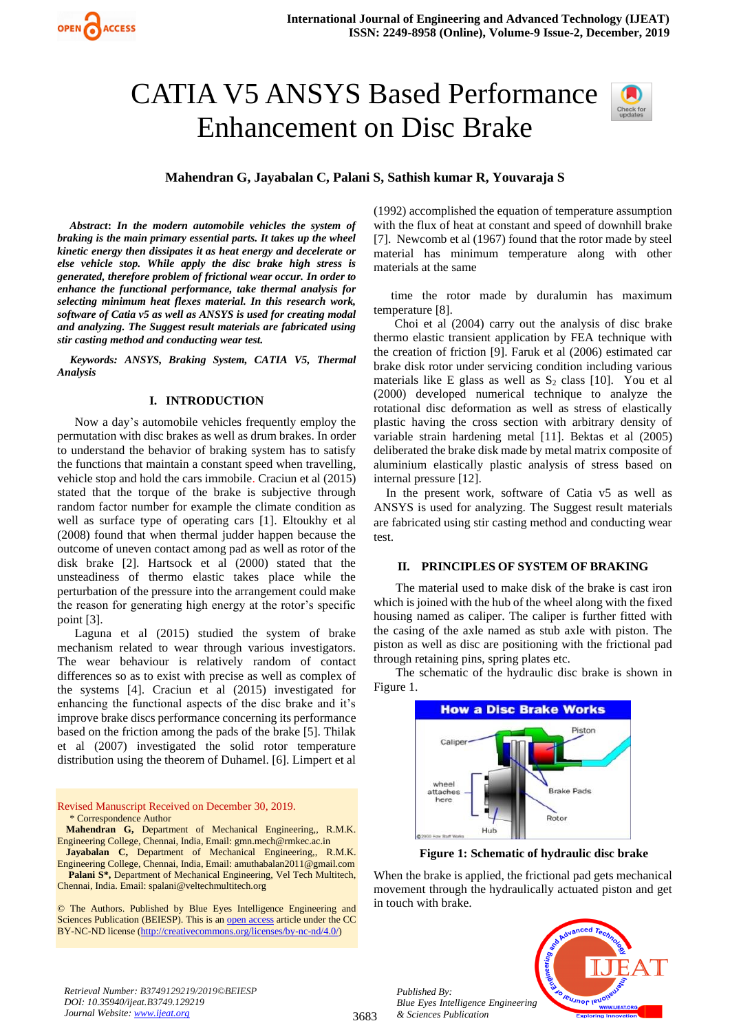# CATIA V5 ANSYS Based Performance Enhancement on Disc Brake

**Mahendran G, Jayabalan C, Palani S, Sathish kumar R, Youvaraja S**

***Abstract*: *In the modern automobile vehicles the system of braking is the main primary essential parts. It takes up the wheel kinetic energy then dissipates it as heat energy and decelerate or else vehicle stop. While apply the disc brake high stress is generated, therefore problem of frictional wear occur. In order to enhance the functional performance, take thermal analysis for selecting minimum heat flexes material. In this research work, software of Catia v5 as well as ANSYS is used for creating modal and analyzing. The Suggest result materials are fabricated using stir casting method and conducting wear test.***

***Keywords: ANSYS, Braking System, CATIA V5, Thermal Analysis***

## I. INTRODUCTION

Now a day's automobile vehicles frequently employ the permutation with disc brakes as well as drum brakes. In order to understand the behavior of braking system has to satisfy the functions that maintain a constant speed when travelling, vehicle stop and hold the cars immobile. Craciun et al (2015) stated that the torque of the brake is subjective through random factor number for example the climate condition as well as surface type of operating cars [1]. Eltoukhy et al (2008) found that when thermal judder happen because the outcome of uneven contact among pad as well as rotor of the disk brake [2]. Hartsock et al (2000) stated that the unsteadiness of thermo elastic takes place while the perturbation of the pressure into the arrangement could make the reason for generating high energy at the rotor's specific point [3].

Laguna et al (2015) studied the system of brake mechanism related to wear through various investigators. The wear behaviour is relatively random of contact differences so as to exist with precise as well as complex of the systems [4]. Craciun et al (2015) investigated for enhancing the functional aspects of the disc brake and it's improve brake discs performance concerning its performance based on the friction among the pads of the brake [5]. Thilak et al (2007) investigated the solid rotor temperature distribution using the theorem of Duhamel. [6]. Limpert et al (1992) accomplished the equation of temperature assumption with the flux of heat at constant and speed of downhill brake [7]. Newcomb et al (1967) found that the rotor made by steel material has minimum temperature along with other materials at the same time the rotor made by duralumin has maximum temperature [8].

Choi et al (2004) carry out the analysis of disc brake thermo elastic transient application by FEA technique with the creation of friction [9]. Faruk et al (2006) estimated car brake disk rotor under servicing condition including various materials like E glass as well as $S_2$ class [10]. You et al (2000) developed numerical technique to analyze the rotational disc deformation as well as stress of elastically plastic having the cross section with arbitrary density of variable strain hardening metal [11]. Bektas et al (2005) deliberated the brake disk made by metal matrix composite of aluminium elastically plastic analysis of stress based on internal pressure [12].

In the present work, software of Catia v5 as well as ANSYS is used for analyzing. The Suggest result materials are fabricated using stir casting method and conducting wear test.

Revised Manuscript Received on December 30, 2019.

\* Correspondence Author

**Mahendran G,** Department of Mechanical Engineering,, R.M.K. Engineering College, Chennai, India, Email: gmn.mech@rmkec.ac.in

**Jayabalan C,** Department of Mechanical Engineering,, R.M.K. Engineering College, Chennai, India, Email: amuthabalan2011@gmail.com

**Palani S\*,** Department of Mechanical Engineering, Vel Tech Multitech, Chennai, India. Email: spalani@veltechmultitech.org

© The Authors. Published by Blue Eyes Intelligence Engineering and Sciences Publication (BEIESP). This is an open access article under the CC BY-NC-ND license (http://creativecommons.org/licenses/by-nc-nd/4.0/)

## II. PRINCIPLES OF SYSTEM OF BRAKING

The material used to make disk of the brake is cast iron which is joined with the hub of the wheel along with the fixed housing named as caliper. The caliper is further fitted with the casing of the axle named as stub axle with piston. The piston as well as disc are positioning with the frictional pad through retaining pins, spring plates etc.

The schematic of the hydraulic disc brake is shown in Figure 1.

**Figure 1: Schematic of hydraulic disc brake**

When the brake is applied, the frictional pad gets mechanical movement through the hydraulically actuated piston and get in touch with brake.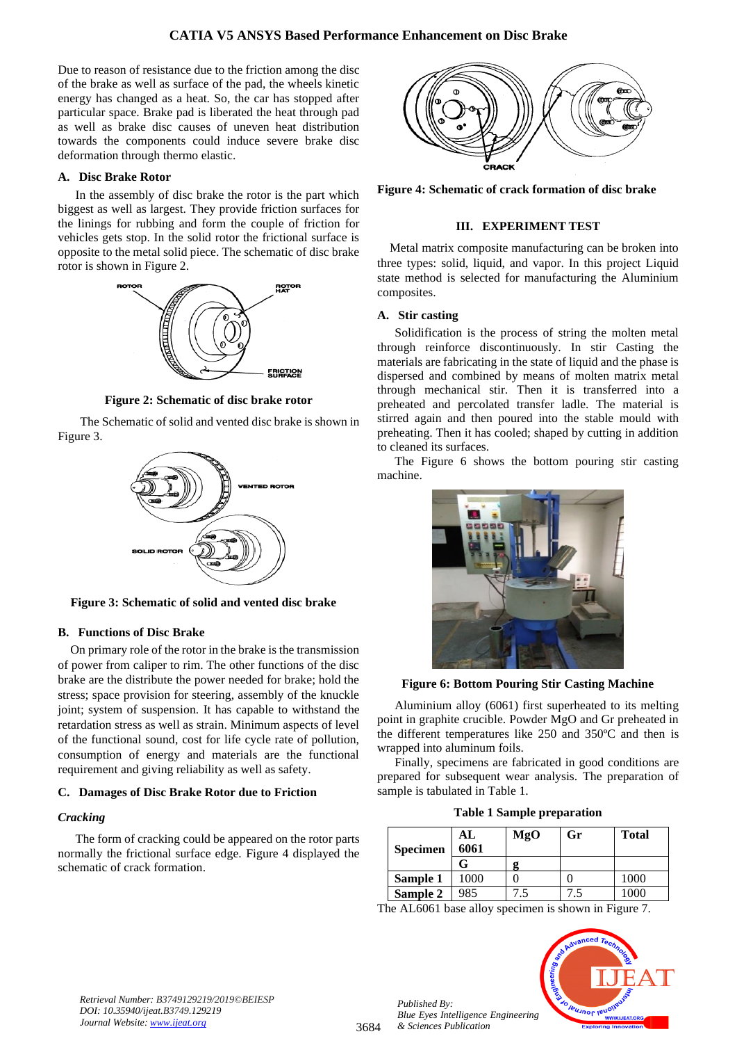Due to reason of resistance due to the friction among the disc of the brake as well as surface of the pad, the wheels kinetic energy has changed as a heat. So, the car has stopped after particular space. Brake pad is liberated the heat through pad as well as brake disc causes of uneven heat distribution towards the components could induce severe brake disc deformation through thermo elastic.

### A. Disc Brake Rotor

In the assembly of disc brake the rotor is the part which biggest as well as largest. They provide friction surfaces for the linings for rubbing and form the couple of friction for vehicles gets stop. In the solid rotor the frictional surface is opposite to the metal solid piece. The schematic of disc brake rotor is shown in Figure 2.

**Figure 2: Schematic of disc brake rotor**

The Schematic of solid and vented disc brake is shown in Figure 3.

**Figure 3: Schematic of solid and vented disc brake**

### B. Functions of Disc Brake

On primary role of the rotor in the brake is the transmission of power from caliper to rim. The other functions of the disc brake are the distribute the power needed for brake; hold the stress; space provision for steering, assembly of the knuckle joint; system of suspension. It has capable to withstand the retardation stress as well as strain. Minimum aspects of level of the functional sound, cost for life cycle rate of pollution, consumption of energy and materials are the functional requirement and giving reliability as well as safety.

### C. Damages of Disc Brake Rotor due to Friction

*Cracking*

The form of cracking could be appeared on the rotor parts normally the frictional surface edge. Figure 4 displayed the schematic of crack formation.

**Figure 4: Schematic of crack formation of disc brake**

## III. EXPERIMENT TEST

Metal matrix composite manufacturing can be broken into three types: solid, liquid, and vapor. In this project Liquid state method is selected for manufacturing the Aluminium composites.

### A. Stir casting

Solidification is the process of string the molten metal through reinforce discontinuously. In stir Casting the materials are fabricating in the state of liquid and the phase is dispersed and combined by means of molten matrix metal through mechanical stir. Then it is transferred into a preheated and percolated transfer ladle. The material is stirred again and then poured into the stable mould with preheating. Then it has cooled; shaped by cutting in addition to cleaned its surfaces.

The Figure 6 shows the bottom pouring stir casting machine.

**Figure 6: Bottom Pouring Stir Casting Machine**

Aluminium alloy (6061) first superheated to its melting point in graphite crucible. Powder MgO and Gr preheated in the different temperatures like 250 and 350ºC and then is wrapped into aluminum foils.

Finally, specimens are fabricated in good conditions are prepared for subsequent wear analysis. The preparation of sample is tabulated in Table 1.

**Table 1 Sample preparation**

| Specimen | AL 6061 | MgO | Gr | Total |
|---|---|---|---|---|
| | G | g | | |
| Sample 1 | 1000 | 0 | 0 | 1000 |
| Sample 2 | 985 | 7.5 | 7.5 | 1000 |

The AL6061 base alloy specimen is shown in Figure 7.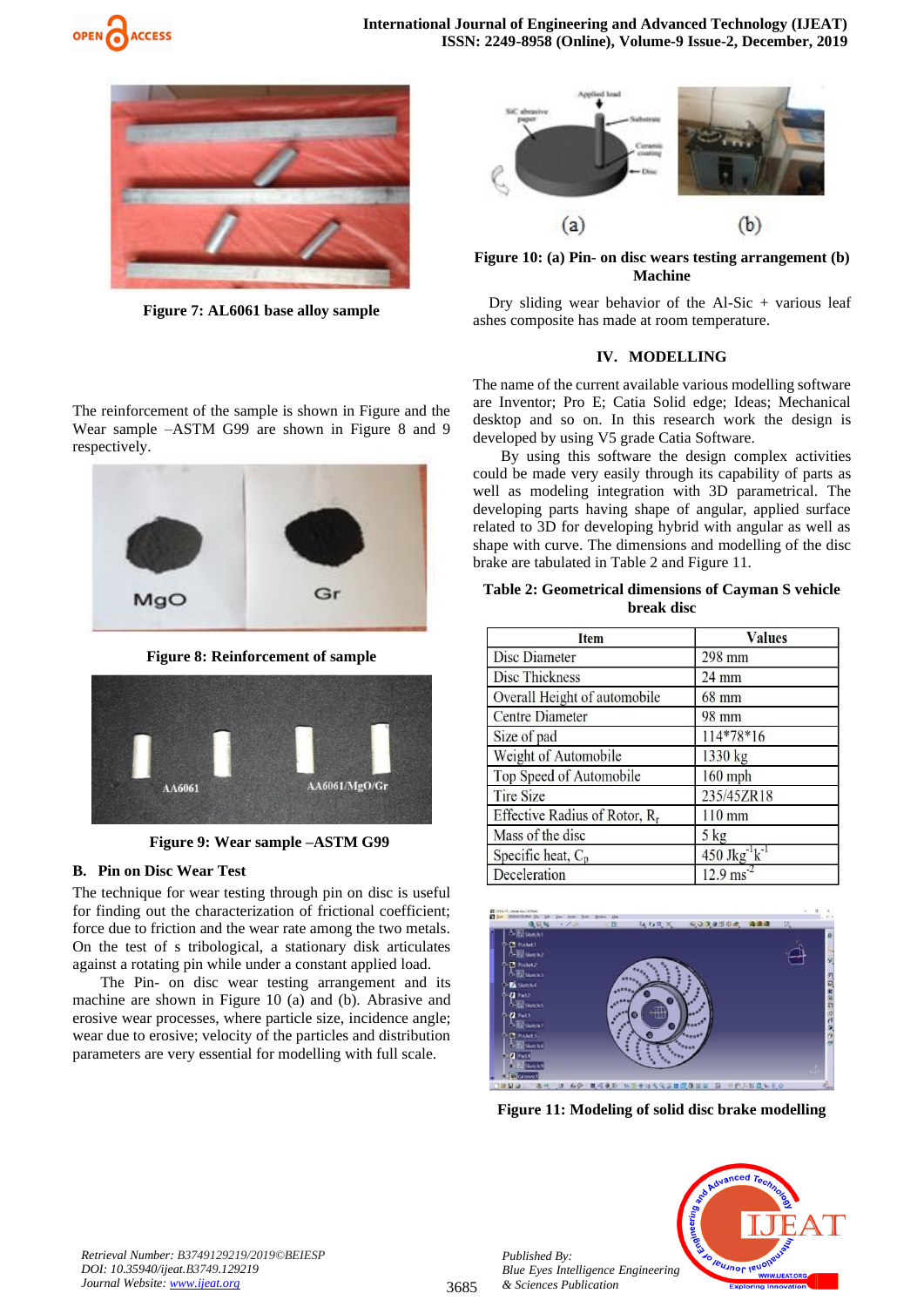Figure 7: AL6061 base alloy sample

The reinforcement of the sample is shown in Figure and the Wear sample –ASTM G99 are shown in Figure 8 and 9 respectively.

**Figure 8: Reinforcement of sample**

**Figure 9: Wear sample –ASTM G99**

### B. Pin on Disc Wear Test

The technique for wear testing through pin on disc is useful for finding out the characterization of frictional coefficient; force due to friction and the wear rate among the two metals. On the test of s tribological, a stationary disk articulates against a rotating pin while under a constant applied load.

The Pin- on disc wear testing arrangement and its machine are shown in Figure 10 (a) and (b). Abrasive and erosive wear processes, where particle size, incidence angle; wear due to erosive; velocity of the particles and distribution parameters are very essential for modelling with full scale.

**Figure 10: (a) Pin- on disc wears testing arrangement (b) Machine**

Dry sliding wear behavior of the Al-Sic + various leaf ashes composite has made at room temperature.

## IV. MODELLING

The name of the current available various modelling software are Inventor; Pro E; Catia Solid edge; Ideas; Mechanical desktop and so on. In this research work the design is developed by using V5 grade Catia Software.

By using this software the design complex activities could be made very easily through its capability of parts as well as modeling integration with 3D parametrical. The developing parts having shape of angular, applied surface related to 3D for developing hybrid with angular as well as shape with curve. The dimensions and modelling of the disc brake are tabulated in Table 2 and Figure 11.

**Table 2: Geometrical dimensions of Cayman S vehicle break disc**

| Item | Values |
|---|---|
| Disc Diameter | 298 mm |
| Disc Thickness | 24 mm |
| Overall Height of automobile | 68 mm |
| Centre Diameter | 98 mm |
| Size of pad | 114*78*16 |
| Weight of Automobile | 1330 kg |
| Top Speed of Automobile | 160 mph |
| Tire Size | 235/45ZR18 |
| Effective Radius of Rotor, $R_r$ | 110 mm |
| Mass of the disc | 5 kg |
| Specific heat, $C_p$ | 450 $Jkg^{-1}k^{-1}$ |
| Deceleration | 12.9 $ms^{-2}$ |

**Figure 11: Modeling of solid disc brake modelling**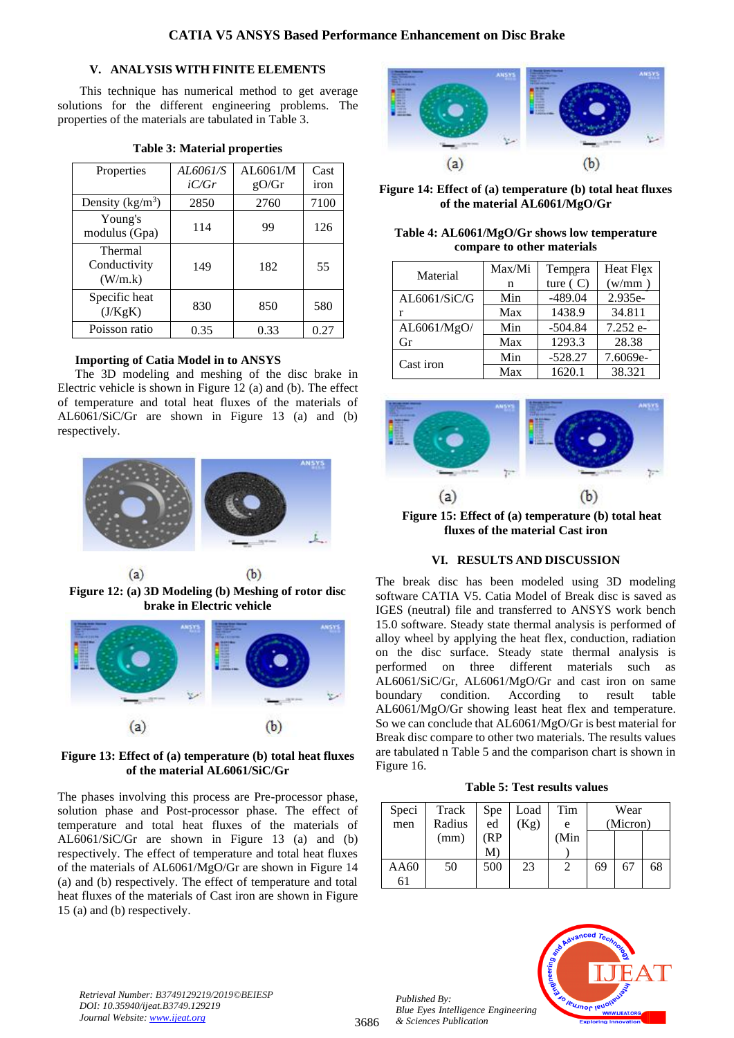## V. ANALYSIS WITH FINITE ELEMENTS

This technique has numerical method to get average solutions for the different engineering problems. The properties of the materials are tabulated in Table 3.

**Table 3: Material properties**

| Properties | *AL6061/SiC/Gr* | AL6061/MgO/Gr | Cast iron |
|---|---|---|---|
| Density (kg/m$^3$) | 2850 | 2760 | 7100 |
| Young's modulus (Gpa) | 114 | 99 | 126 |
| Thermal Conductivity (W/m.k) | 149 | 182 | 55 |
| Specific heat (J/KgK) | 830 | 850 | 580 |
| Poisson ratio | 0.35 | 0.33 | 0.27 |

**Importing of Catia Model in to ANSYS**

The 3D modeling and meshing of the disc brake in Electric vehicle is shown in Figure 12 (a) and (b). The effect of temperature and total heat fluxes of the materials of AL6061/SiC/Gr are shown in Figure 13 (a) and (b) respectively.

(a) (b)

**Figure 12: (a) 3D Modeling (b) Meshing of rotor disc brake in Electric vehicle**

(a) (b)

**Figure 13: Effect of (a) temperature (b) total heat fluxes of the material AL6061/SiC/Gr**

The phases involving this process are Pre-processor phase, solution phase and Post-processor phase. The effect of temperature and total heat fluxes of the materials of AL6061/SiC/Gr are shown in Figure 13 (a) and (b) respectively. The effect of temperature and total heat fluxes of the materials of AL6061/MgO/Gr are shown in Figure 14 (a) and (b) respectively. The effect of temperature and total heat fluxes of the materials of Cast iron are shown in Figure 15 (a) and (b) respectively.

(a) (b)

**Figure 14: Effect of (a) temperature (b) total heat fluxes of the material AL6061/MgO/Gr**

**Table 4: AL6061/MgO/Gr shows low temperature compare to other materials**

| Material | Max/Min | Temperature ( C) | Heat Flex (w/mm ) |
|---|---|---|---|
| AL6061/SiC/Gr | Min | -489.04 | 2.935e- |
| | Max | 1438.9 | 34.811 |
| AL6061/MgO/Gr | Min | -504.84 | 7.252 e- |
| | Max | 1293.3 | 28.38 |
| Cast iron | Min | -528.27 | 7.6069e- |
| | Max | 1620.1 | 38.321 |

(a) (b)

**Figure 15: Effect of (a) temperature (b) total heat fluxes of the material Cast iron**

## VI. RESULTS AND DISCUSSION

The break disc has been modeled using 3D modeling software CATIA V5. Catia Model of Break disc is saved as IGES (neutral) file and transferred to ANSYS work bench 15.0 software. Steady state thermal analysis is performed of alloy wheel by applying the heat flex, conduction, radiation on the disc surface. Steady state thermal analysis is performed on three different materials such as AL6061/SiC/Gr, AL6061/MgO/Gr and cast iron on same boundary condition. According to result table AL6061/MgO/Gr showing least heat flex and temperature. So we can conclude that AL6061/MgO/Gr is best material for Break disc compare to other two materials. The results values are tabulated n Table 5 and the comparison chart is shown in Figure 16.

**Table 5: Test results values**

| Specimen | Track Radius (mm) | Speed (RPM) | Load (Kg) | Time (Min) | Wear (Micron) | | |
|---|---|---|---|---|---|---|---|
| AA6061 | 50 | 500 | 23 | 2 | 69 | 67 | 68 |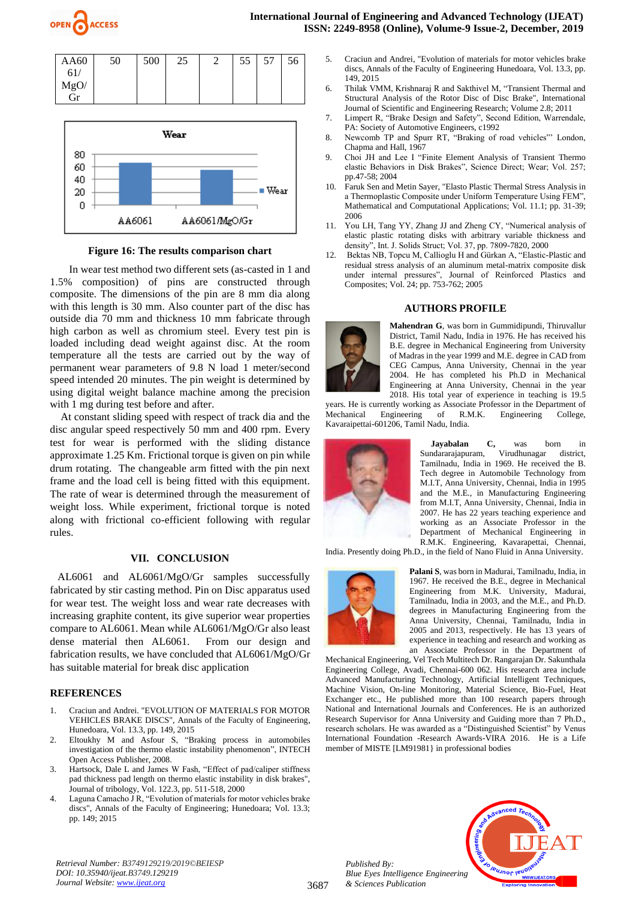| | | | | | | | |
|---|---|---|---|---|---|---|---|
| AA6061/MgO/Gr | 50 | 500 | 25 | 2 | 55 | 57 | 56 |

Wear

80
60
40
20
0

AA6061
AA6061/MgO/Gr

Wear

**Figure 16: The results comparison chart**

In wear test method two different sets (as-casted in 1 and 1.5% composition) of pins are constructed through composite. The dimensions of the pin are 8 mm dia along with this length is 30 mm. Also counter part of the disc has outside dia 70 mm and thickness 10 mm fabricate through high carbon as well as chromium steel. Every test pin is loaded including dead weight against disc. At the room temperature all the tests are carried out by the way of permanent wear parameters of 9.8 N load 1 meter/second speed intended 20 minutes. The pin weight is determined by using digital weight balance machine among the precision with 1 mg during test before and after.

At constant sliding speed with respect of track dia and the disc angular speed respectively 50 mm and 400 rpm. Every test for wear is performed with the sliding distance approximate 1.25 Km. Frictional torque is given on pin while drum rotating. The changeable arm fitted with the pin next frame and the load cell is being fitted with this equipment. The rate of wear is determined through the measurement of weight loss. While experiment, frictional torque is noted along with frictional co-efficient following with regular rules.

## VII. CONCLUSION

AL6061 and AL6061/MgO/Gr samples successfully fabricated by stir casting method. Pin on Disc apparatus used for wear test. The weight loss and wear rate decreases with increasing graphite content, its give superior wear properties compare to AL6061. Mean while AL6061/MgO/Gr also least dense material then AL6061. From our design and fabrication results, we have concluded that AL6061/MgO/Gr has suitable material for break disc application

## REFERENCES

1. Craciun and Andrei. "EVOLUTION OF MATERIALS FOR MOTOR VEHICLES BRAKE DISCS", Annals of the Faculty of Engineering, Hunedoara, Vol. 13.3, pp. 149, 2015
2. Eltoukhy M and Asfour S, "Braking process in automobiles investigation of the thermo elastic instability phenomenon", INTECH Open Access Publisher, 2008.
3. Hartsock, Dale L and James W Fash, "Effect of pad/caliper stiffness pad thickness pad length on thermo elastic instability in disk brakes", Journal of tribology, Vol. 122.3, pp. 511-518, 2000
4. Laguna Camacho J R, "Evolution of materials for motor vehicles brake discs", Annals of the Faculty of Engineering; Hunedoara; Vol. 13.3; pp. 149; 2015
5. Craciun and Andrei, "Evolution of materials for motor vehicles brake discs, Annals of the Faculty of Engineering Hunedoara, Vol. 13.3, pp. 149, 2015
6. Thilak VMM, Krishnaraj R and Sakthivel M, "Transient Thermal and Structural Analysis of the Rotor Disc of Disc Brake", International Journal of Scientific and Engineering Research; Volume 2.8; 2011
7. Limpert R, "Brake Design and Safety", Second Edition, Warrendale, PA: Society of Automotive Engineers, c1992
8. Newcomb TP and Spurr RT, "Braking of road vehicles"' London, Chapma and Hall, 1967
9. Choi JH and Lee I "Finite Element Analysis of Transient Thermo elastic Behaviors in Disk Brakes", Science Direct; Wear; Vol. 257; pp.47-58; 2004
10. Faruk Sen and Metin Sayer, "Elasto Plastic Thermal Stress Analysis in a Thermoplastic Composite under Uniform Temperature Using FEM", Mathematical and Computational Applications; Vol. 11.1; pp. 31-39; 2006
11. You LH, Tang YY, Zhang JJ and Zheng CY, "Numerical analysis of elastic plastic rotating disks with arbitrary variable thickness and density", Int. J. Solids Struct; Vol. 37, pp. 7809-7820, 2000
12. Bektas NB, Topcu M, Callioglu H and Gürkan A, "Elastic-Plastic and residual stress analysis of an aluminum metal-matrix composite disk under internal pressures", Journal of Reinforced Plastics and Composites; Vol. 24; pp. 753-762; 2005

## AUTHORS PROFILE

**Mahendran G**, was born in Gummidipundi, Thiruvallur District, Tamil Nadu, India in 1976. He has received his B.E. degree in Mechanical Engineering from University of Madras in the year 1999 and M.E. degree in CAD from CEG Campus, Anna University, Chennai in the year 2004. He has completed his Ph.D in Mechanical Engineering at Anna University, Chennai in the year 2018. His total year of experience in teaching is 19.5 years. He is currently working as Associate Professor in the Department of Mechanical Engineering of R.M.K. Engineering College, Kavaraipettai-601206, Tamil Nadu, India.

**Jayabalan C,** was born in Sundararajapuram, Virudhunagar district, Tamilnadu, India in 1969. He received the B. Tech degree in Automobile Technology from M.I.T, Anna University, Chennai, India in 1995 and the M.E., in Manufacturing Engineering from M.I.T, Anna University, Chennai, India in 2007. He has 22 years teaching experience and working as an Associate Professor in the Department of Mechanical Engineering in R.M.K. Engineering, Kavarapettai, Chennai, India. Presently doing Ph.D., in the field of Nano Fluid in Anna University.

**Palani S**, was born in Madurai, Tamilnadu, India, in 1967. He received the B.E., degree in Mechanical Engineering from M.K. University, Madurai, Tamilnadu, India in 2003, and the M.E., and Ph.D. degrees in Manufacturing Engineering from the Anna University, Chennai, Tamilnadu, India in 2005 and 2013, respectively. He has 13 years of experience in teaching and research and working as an Associate Professor in the Department of Mechanical Engineering, Vel Tech Multitech Dr. Rangarajan Dr. Sakunthala Engineering College, Avadi, Chennai-600 062. His research area include Advanced Manufacturing Technology, Artificial Intelligent Techniques, Machine Vision, On-line Monitoring, Material Science, Bio-Fuel, Heat Exchanger etc., He published more than 100 research papers through National and International Journals and Conferences. He is an authorized Research Supervisor for Anna University and Guiding more than 7 Ph.D., research scholars. He was awarded as a "Distinguished Scientist" by Venus International Foundation -Research Awards-VIRA 2016. He is a Life member of MISTE [LM91981} in professional bodies